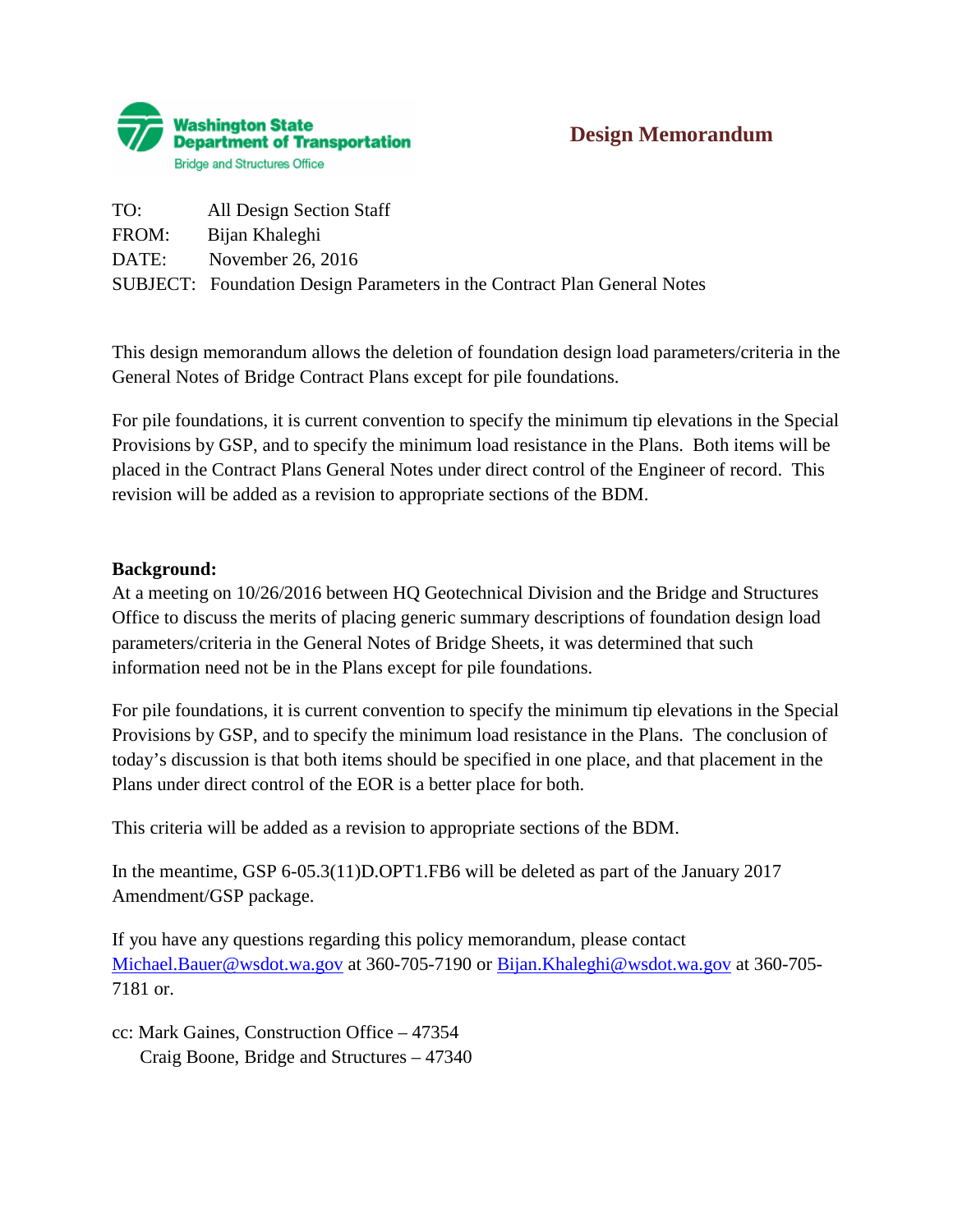**Washington State Department of Transportation**
Bridge and Structures Office

# Design Memorandum

TO: All Design Section Staff
FROM: Bijan Khaleghi
DATE: November 26, 2016
SUBJECT: Foundation Design Parameters in the Contract Plan General Notes

This design memorandum allows the deletion of foundation design load parameters/criteria in the General Notes of Bridge Contract Plans except for pile foundations.

For pile foundations, it is current convention to specify the minimum tip elevations in the Special Provisions by GSP, and to specify the minimum load resistance in the Plans. Both items will be placed in the Contract Plans General Notes under direct control of the Engineer of record. This revision will be added as a revision to appropriate sections of the BDM.

**Background:**
At a meeting on 10/26/2016 between HQ Geotechnical Division and the Bridge and Structures Office to discuss the merits of placing generic summary descriptions of foundation design load parameters/criteria in the General Notes of Bridge Sheets, it was determined that such information need not be in the Plans except for pile foundations.

For pile foundations, it is current convention to specify the minimum tip elevations in the Special Provisions by GSP, and to specify the minimum load resistance in the Plans. The conclusion of today's discussion is that both items should be specified in one place, and that placement in the Plans under direct control of the EOR is a better place for both.

This criteria will be added as a revision to appropriate sections of the BDM.

In the meantime, GSP 6-05.3(11)D.OPT1.FB6 will be deleted as part of the January 2017 Amendment/GSP package.

If you have any questions regarding this policy memorandum, please contact Michael.Bauer@wsdot.wa.gov at 360-705-7190 or Bijan.Khaleghi@wsdot.wa.gov at 360-705-7181 or.

cc: Mark Gaines, Construction Office – 47354
Craig Boone, Bridge and Structures – 47340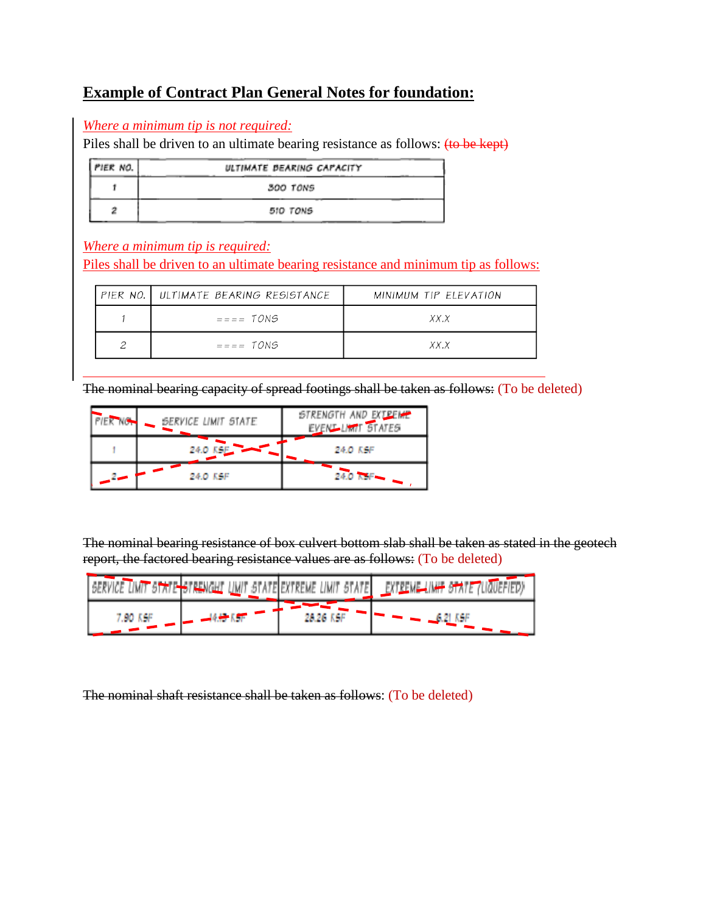# Example of Contract Plan General Notes for foundation:

*Where a minimum tip is not required:*

Piles shall be driven to an ultimate bearing resistance as follows: ~~(to be kept)~~

| PIER NO. | ULTIMATE BEARING CAPACITY |
|---|---|
| 1 | 300 TONS |
| 2 | 510 TONS |

*Where a minimum tip is required:*

Piles shall be driven to an ultimate bearing resistance and minimum tip as follows:

| PIER NO. | ULTIMATE BEARING RESISTANCE | MINIMUM TIP ELEVATION |
|---|---|---|
| 1 | ==== TONS | XX.X |
| 2 | ==== TONS | XX.X |

~~The nominal bearing capacity of spread footings shall be taken as follows:~~ (To be deleted)

| PIER NO. | SERVICE LIMIT STATE | STRENGTH AND EXTREME EVENT LIMIT STATES |
|---|---|---|
| 1 | 24.0 KSF | 24.0 KSF |
| 2 | 24.0 KSF | 24.0 KSF |

~~The nominal bearing resistance of box culvert bottom slab shall be taken as stated in the geotech report, the factored bearing resistance values are as follows:~~ (To be deleted)

| SERVICE LIMIT STATE | STRENGHT LIMIT STATE | EXTREME LIMIT STATE | EXTREME LIMIT STATE (LIQUEFIED) |
|---|---|---|---|
| 7.90 KSF | 14.13 KSF | 28.26 KSF | 6.21 KSF |

~~The nominal shaft resistance shall be taken as follows:~~ (To be deleted)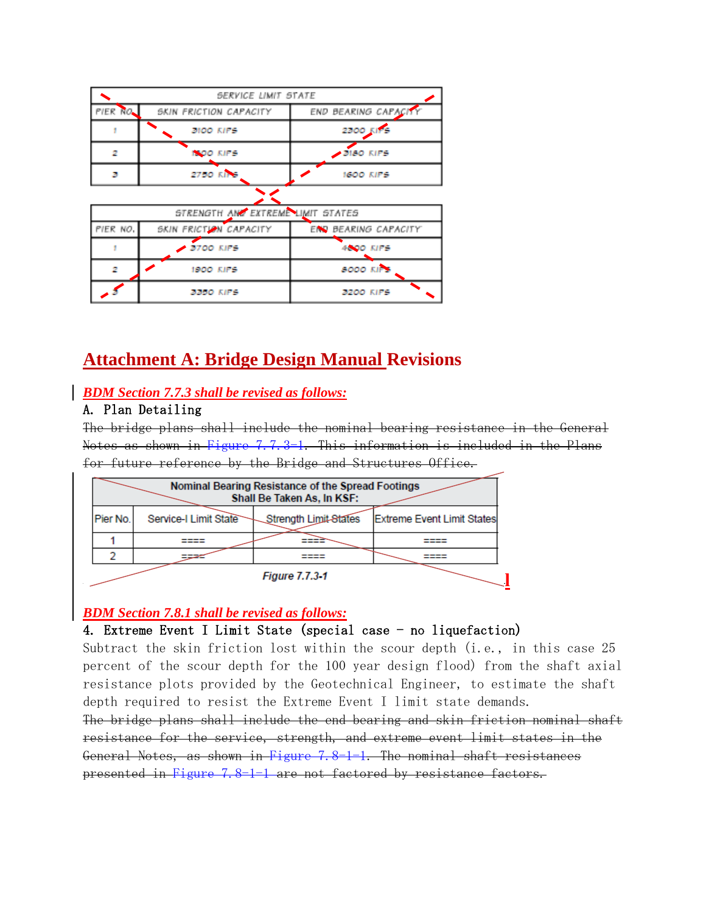| SERVICE LIMIT STATE | | |
|---|---|---|
| PIER NO. | SKIN FRICTION CAPACITY | END BEARING CAPACITY |
| 1 | 3100 KIPS | 2300 KIPS |
| 2 | 1500 KIPS | 3180 KIPS |
| 3 | 2750 KIPS | 1600 KIPS |

| STRENGTH AND EXTREME LIMIT STATES | | |
|---|---|---|
| PIER NO. | SKIN FRICTION CAPACITY | END BEARING CAPACITY |
| 1 | 3700 KIPS | 4600 KIPS |
| 2 | 1900 KIPS | 8000 KIPS |
| 3 | 3350 KIPS | 3200 KIPS |

# Attachment A: Bridge Design Manual Revisions

***BDM Section 7.7.3 shall be revised as follows:***

A. Plan Detailing

~~The bridge plans shall include the nominal bearing resistance in the General Notes as shown in Figure 7.7.3-1. This information is included in the Plans for future reference by the Bridge and Structures Office.~~

| Nominal Bearing Resistance of the Spread Footings Shall Be Taken As, In KSF: | | | |
|---|---|---|---|
| Pier No. | Service-I Limit State | Strength Limit States | Extreme Event Limit States |
| 1 | ==== | ==== | ==== |
| 2 | ==== | ==== | ==== |

*Figure 7.7.3-1*

***BDM Section 7.8.1 shall be revised as follows:***

4. Extreme Event I Limit State (special case - no liquefaction)

Subtract the skin friction lost within the scour depth (i.e., in this case 25 percent of the scour depth for the 100 year design flood) from the shaft axial resistance plots provided by the Geotechnical Engineer, to estimate the shaft depth required to resist the Extreme Event I limit state demands.

~~The bridge plans shall include the end bearing and skin friction nominal shaft resistance for the service, strength, and extreme event limit states in the General Notes, as shown in Figure 7.8-1-1. The nominal shaft resistances presented in Figure 7.8-1-1 are not factored by resistance factors.~~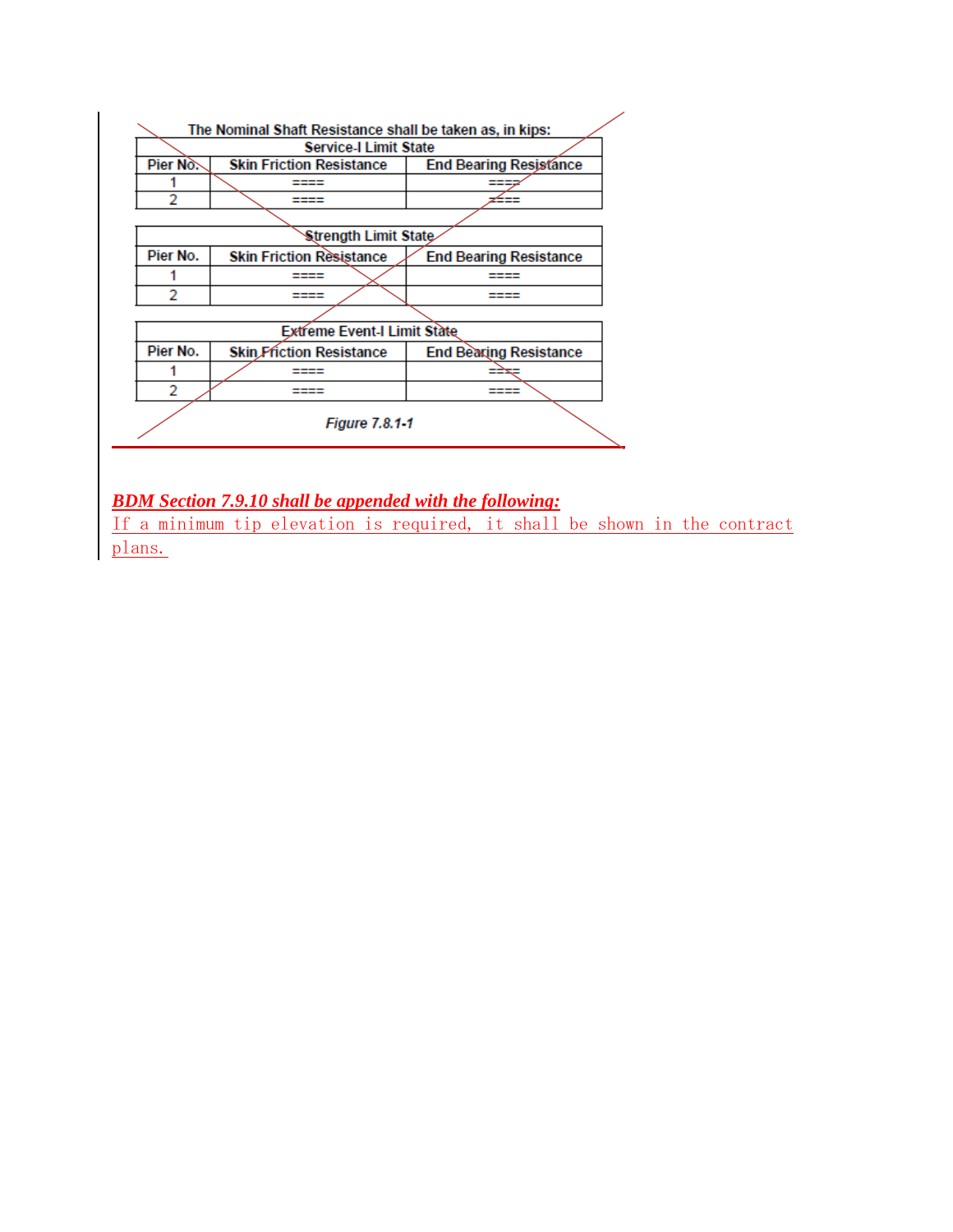The Nominal Shaft Resistance shall be taken as, in kips:

| Service-I Limit State | | |
| --- | --- | --- |
| Pier No. | Skin Friction Resistance | End Bearing Resistance |
| 1 | ==== | ==== |
| 2 | ==== | ==== |

| Strength Limit State | | |
| --- | --- | --- |
| Pier No. | Skin Friction Resistance | End Bearing Resistance |
| 1 | ==== | ==== |
| 2 | ==== | ==== |

| Extreme Event-I Limit State | | |
| --- | --- | --- |
| Pier No. | Skin Friction Resistance | End Bearing Resistance |
| 1 | ==== | ==== |
| 2 | ==== | ==== |

*Figure 7.8.1-1*

***BDM Section 7.9.10 shall be appended with the following:***

If a minimum tip elevation is required, it shall be shown in the contract plans.